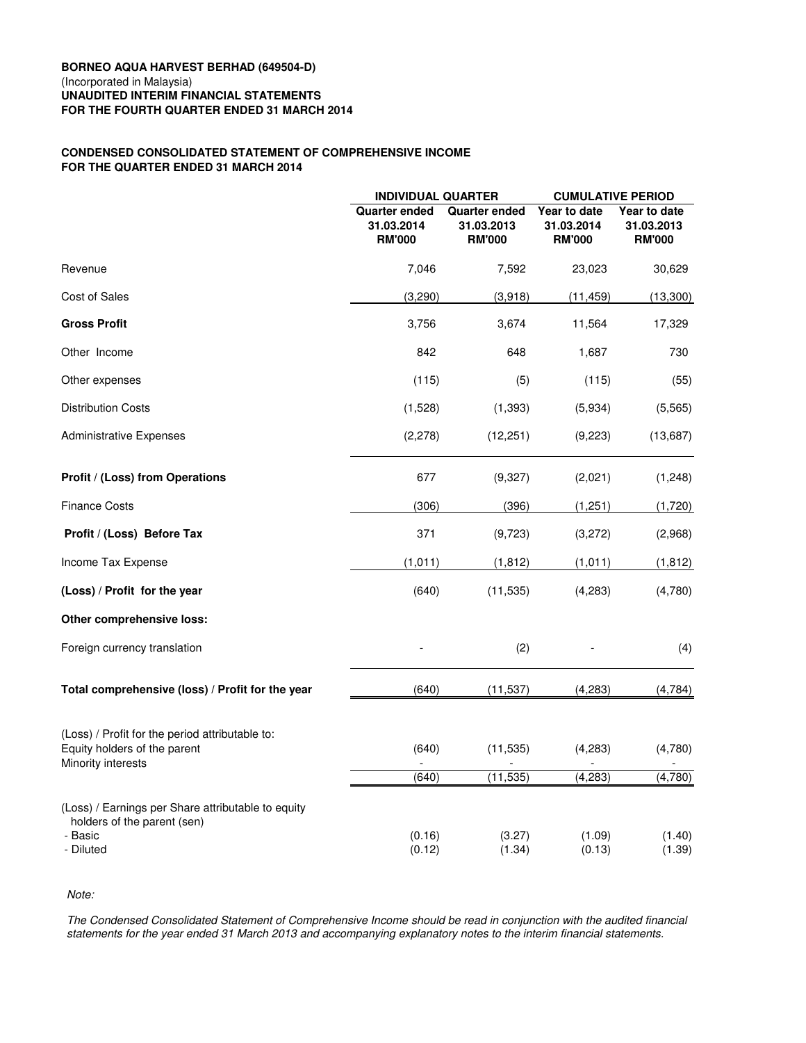**BORNEO AQUA HARVEST BERHAD (649504-D)**
(Incorporated in Malaysia)
**UNAUDITED INTERIM FINANCIAL STATEMENTS**
**FOR THE FOURTH QUARTER ENDED 31 MARCH 2014**

**CONDENSED CONSOLIDATED STATEMENT OF COMPREHENSIVE INCOME**
**FOR THE QUARTER ENDED 31 MARCH 2014**

| | INDIVIDUAL QUARTER | | CUMULATIVE PERIOD | |
|---|---|---|---|---|
| | Quarter ended 31.03.2014 RM'000 | Quarter ended 31.03.2013 RM'000 | Year to date 31.03.2014 RM'000 | Year to date 31.03.2013 RM'000 |
| Revenue | 7,046 | 7,592 | 23,023 | 30,629 |
| Cost of Sales | (3,290) | (3,918) | (11,459) | (13,300) |
| **Gross Profit** | 3,756 | 3,674 | 11,564 | 17,329 |
| Other Income | 842 | 648 | 1,687 | 730 |
| Other expenses | (115) | (5) | (115) | (55) |
| Distribution Costs | (1,528) | (1,393) | (5,934) | (5,565) |
| Administrative Expenses | (2,278) | (12,251) | (9,223) | (13,687) |
| **Profit / (Loss) from Operations** | 677 | (9,327) | (2,021) | (1,248) |
| Finance Costs | (306) | (396) | (1,251) | (1,720) |
| **Profit / (Loss) Before Tax** | 371 | (9,723) | (3,272) | (2,968) |
| Income Tax Expense | (1,011) | (1,812) | (1,011) | (1,812) |
| **(Loss) / Profit for the year** | (640) | (11,535) | (4,283) | (4,780) |
| **Other comprehensive loss:** | | | | |
| Foreign currency translation | - | (2) | - | (4) |
| **Total comprehensive (loss) / Profit for the year** | (640) | (11,537) | (4,283) | (4,784) |
| (Loss) / Profit for the period attributable to: | | | | |
| Equity holders of the parent | (640) | (11,535) | (4,283) | (4,780) |
| Minority interests | - | - | - | - |
| | (640) | (11,535) | (4,283) | (4,780) |
| (Loss) / Earnings per Share attributable to equity holders of the parent (sen) | | | | |
| - Basic | (0.16) | (3.27) | (1.09) | (1.40) |
| - Diluted | (0.12) | (1.34) | (0.13) | (1.39) |

*Note:*

*The Condensed Consolidated Statement of Comprehensive Income should be read in conjunction with the audited financial statements for the year ended 31 March 2013 and accompanying explanatory notes to the interim financial statements.*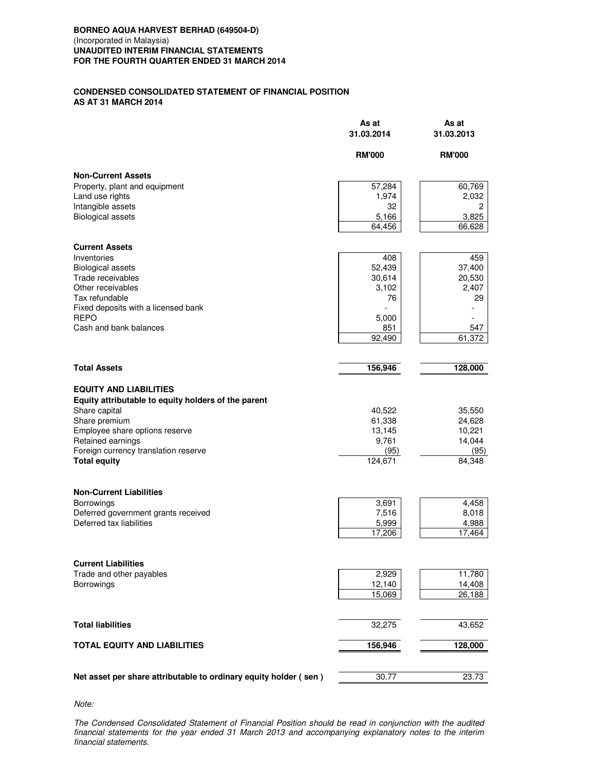**BORNEO AQUA HARVEST BERHAD (649504-D)**
(Incorporated in Malaysia)
**UNAUDITED INTERIM FINANCIAL STATEMENTS**
**FOR THE FOURTH QUARTER ENDED 31 MARCH 2014**

**CONDENSED CONSOLIDATED STATEMENT OF FINANCIAL POSITION**
**AS AT 31 MARCH 2014**

| | As at 31.03.2014 | As at 31.03.2013 |
|---|---|---|
| | RM'000 | RM'000 |
| **Non-Current Assets** | | |
| Property, plant and equipment | 57,284 | 60,769 |
| Land use rights | 1,974 | 2,032 |
| Intangible assets | 32 | 2 |
| Biological assets | 5,166 | 3,825 |
| | 64,456 | 66,628 |
| **Current Assets** | | |
| Inventories | 408 | 459 |
| Biological assets | 52,439 | 37,400 |
| Trade receivables | 30,614 | 20,530 |
| Other receivables | 3,102 | 2,407 |
| Tax refundable | 76 | 29 |
| Fixed deposits with a licensed bank | - | - |
| REPO | 5,000 | - |
| Cash and bank balances | 851 | 547 |
| | 92,490 | 61,372 |
| **Total Assets** | **156,946** | **128,000** |
| **EQUITY AND LIABILITIES** | | |
| **Equity attributable to equity holders of the parent** | | |
| Share capital | 40,522 | 35,550 |
| Share premium | 61,338 | 24,628 |
| Employee share options reserve | 13,145 | 10,221 |
| Retained earnings | 9,761 | 14,044 |
| Foreign currency translation reserve | (95) | (95) |
| **Total equity** | 124,671 | 84,348 |
| **Non-Current Liabilities** | | |
| Borrowings | 3,691 | 4,458 |
| Deferred government grants received | 7,516 | 8,018 |
| Deferred tax liabilities | 5,999 | 4,988 |
| | 17,206 | 17,464 |
| **Current Liabilities** | | |
| Trade and other payables | 2,929 | 11,780 |
| Borrowings | 12,140 | 14,408 |
| | 15,069 | 26,188 |
| **Total liabilities** | 32,275 | 43,652 |
| **TOTAL EQUITY AND LIABILITIES** | **156,946** | **128,000** |
| **Net asset per share attributable to ordinary equity holder ( sen )** | 30.77 | 23.73 |

*Note:*

*The Condensed Consolidated Statement of Financial Position should be read in conjunction with the audited financial statements for the year ended 31 March 2013 and accompanying explanatory notes to the interim financial statements.*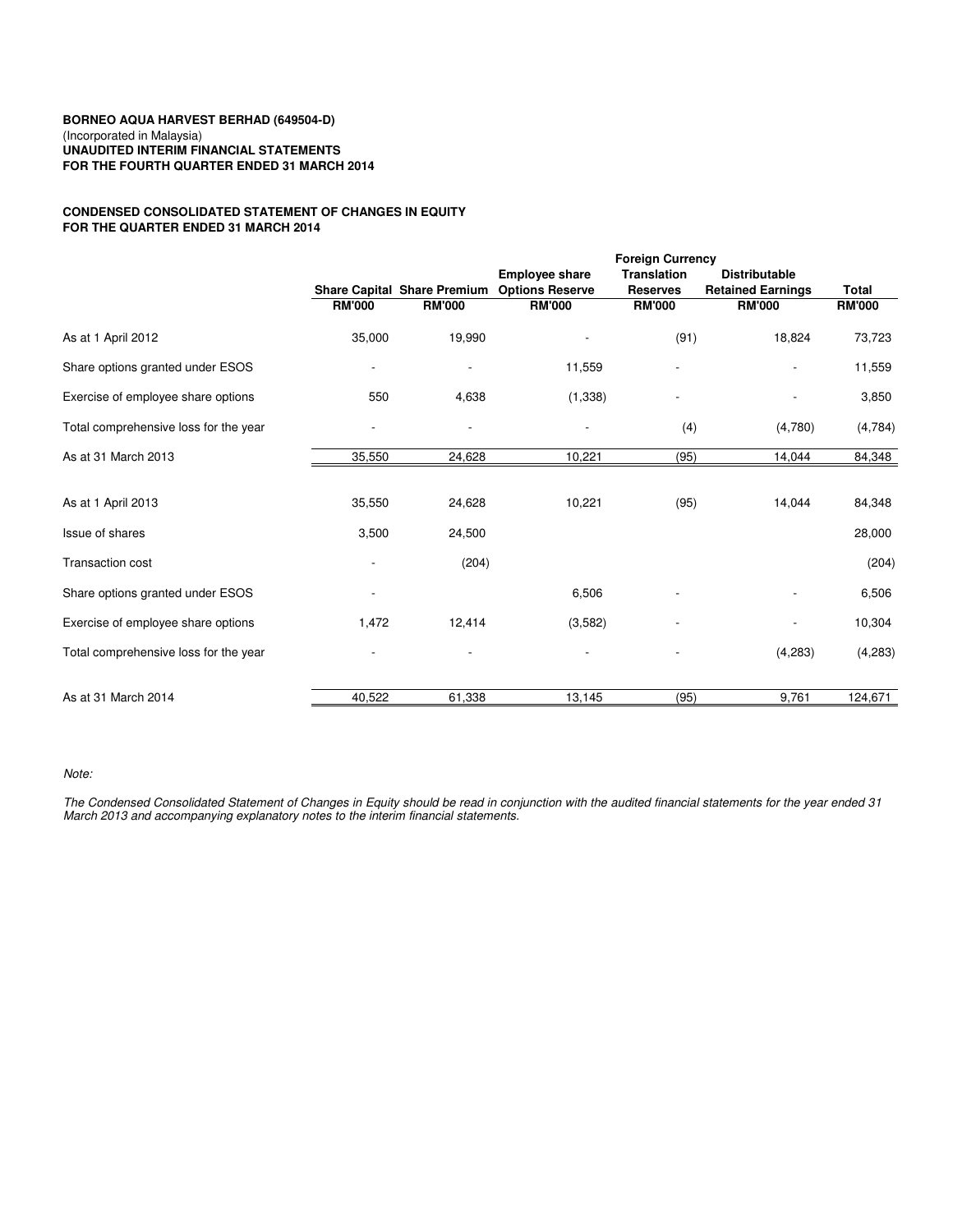**BORNEO AQUA HARVEST BERHAD (649504-D)**
(Incorporated in Malaysia)
**UNAUDITED INTERIM FINANCIAL STATEMENTS**
**FOR THE FOURTH QUARTER ENDED 31 MARCH 2014**

**CONDENSED CONSOLIDATED STATEMENT OF CHANGES IN EQUITY**
**FOR THE QUARTER ENDED 31 MARCH 2014**

| | Share Capital | Share Premium | Employee share Options Reserve | Foreign Currency Translation Reserves | Distributable Retained Earnings | Total |
|---|---|---|---|---|---|---|
| | RM'000 | RM'000 | RM'000 | RM'000 | RM'000 | RM'000 |
| As at 1 April 2012 | 35,000 | 19,990 | - | (91) | 18,824 | 73,723 |
| Share options granted under ESOS | - | - | 11,559 | - | - | 11,559 |
| Exercise of employee share options | 550 | 4,638 | (1,338) | - | - | 3,850 |
| Total comprehensive loss for the year | - | - | - | (4) | (4,780) | (4,784) |
| As at 31 March 2013 | 35,550 | 24,628 | 10,221 | (95) | 14,044 | 84,348 |
| | | | | | | |
| As at 1 April 2013 | 35,550 | 24,628 | 10,221 | (95) | 14,044 | 84,348 |
| Issue of shares | 3,500 | 24,500 | | | | 28,000 |
| Transaction cost | - | (204) | | | | (204) |
| Share options granted under ESOS | - | | 6,506 | - | - | 6,506 |
| Exercise of employee share options | 1,472 | 12,414 | (3,582) | - | - | 10,304 |
| Total comprehensive loss for the year | - | - | - | - | (4,283) | (4,283) |
| As at 31 March 2014 | 40,522 | 61,338 | 13,145 | (95) | 9,761 | 124,671 |

*Note:*

*The Condensed Consolidated Statement of Changes in Equity should be read in conjunction with the audited financial statements for the year ended 31 March 2013 and accompanying explanatory notes to the interim financial statements.*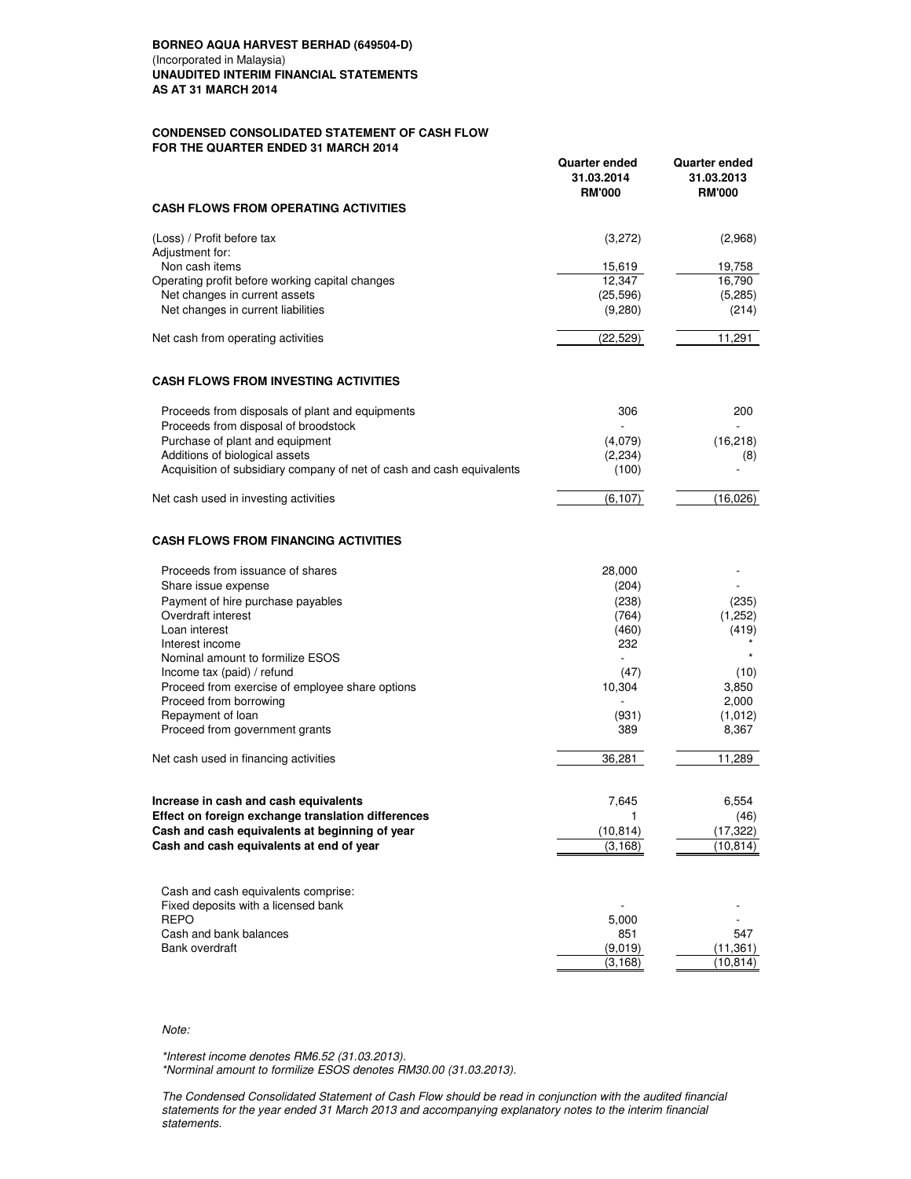**BORNEO AQUA HARVEST BERHAD (649504-D)**
(Incorporated in Malaysia)
**UNAUDITED INTERIM FINANCIAL STATEMENTS**
**AS AT 31 MARCH 2014**

**CONDENSED CONSOLIDATED STATEMENT OF CASH FLOW**
**FOR THE QUARTER ENDED 31 MARCH 2014**

| | Quarter ended 31.03.2014 RM'000 | Quarter ended 31.03.2013 RM'000 |
|---|---|---|
| **CASH FLOWS FROM OPERATING ACTIVITIES** | | |
| (Loss) / Profit before tax | (3,272) | (2,968) |
| Adjustment for: | | |
| Non cash items | 15,619 | 19,758 |
| Operating profit before working capital changes | 12,347 | 16,790 |
| Net changes in current assets | (25,596) | (5,285) |
| Net changes in current liabilities | (9,280) | (214) |
| Net cash from operating activities | (22,529) | 11,291 |
| **CASH FLOWS FROM INVESTING ACTIVITIES** | | |
| Proceeds from disposals of plant and equipments | 306 | 200 |
| Proceeds from disposal of broodstock | - | - |
| Purchase of plant and equipment | (4,079) | (16,218) |
| Additions of biological assets | (2,234) | (8) |
| Acquisition of subsidiary company of net of cash and cash equivalents | (100) | - |
| Net cash used in investing activities | (6,107) | (16,026) |
| **CASH FLOWS FROM FINANCING ACTIVITIES** | | |
| Proceeds from issuance of shares | 28,000 | - |
| Share issue expense | (204) | - |
| Payment of hire purchase payables | (238) | (235) |
| Overdraft interest | (764) | (1,252) |
| Loan interest | (460) | (419) |
| Interest income | 232 | * |
| Nominal amount to formilize ESOS | - | * |
| Income tax (paid) / refund | (47) | (10) |
| Proceed from exercise of employee share options | 10,304 | 3,850 |
| Proceed from borrowing | - | 2,000 |
| Repayment of loan | (931) | (1,012) |
| Proceed from government grants | 389 | 8,367 |
| Net cash used in financing activities | 36,281 | 11,289 |
| **Increase in cash and cash equivalents** | 7,645 | 6,554 |
| **Effect on foreign exchange translation differences** | 1 | (46) |
| **Cash and cash equivalents at beginning of year** | (10,814) | (17,322) |
| **Cash and cash equivalents at end of year** | (3,168) | (10,814) |
| Cash and cash equivalents comprise: | | |
| Fixed deposits with a licensed bank | - | - |
| REPO | 5,000 | - |
| Cash and bank balances | 851 | 547 |
| Bank overdraft | (9,019) | (11,361) |
| | (3,168) | (10,814) |

*Note:*

*\*Interest income denotes RM6.52 (31.03.2013).*
*\*Norminal amount to formilize ESOS denotes RM30.00 (31.03.2013).*

*The Condensed Consolidated Statement of Cash Flow should be read in conjunction with the audited financial statements for the year ended 31 March 2013 and accompanying explanatory notes to the interim financial statements.*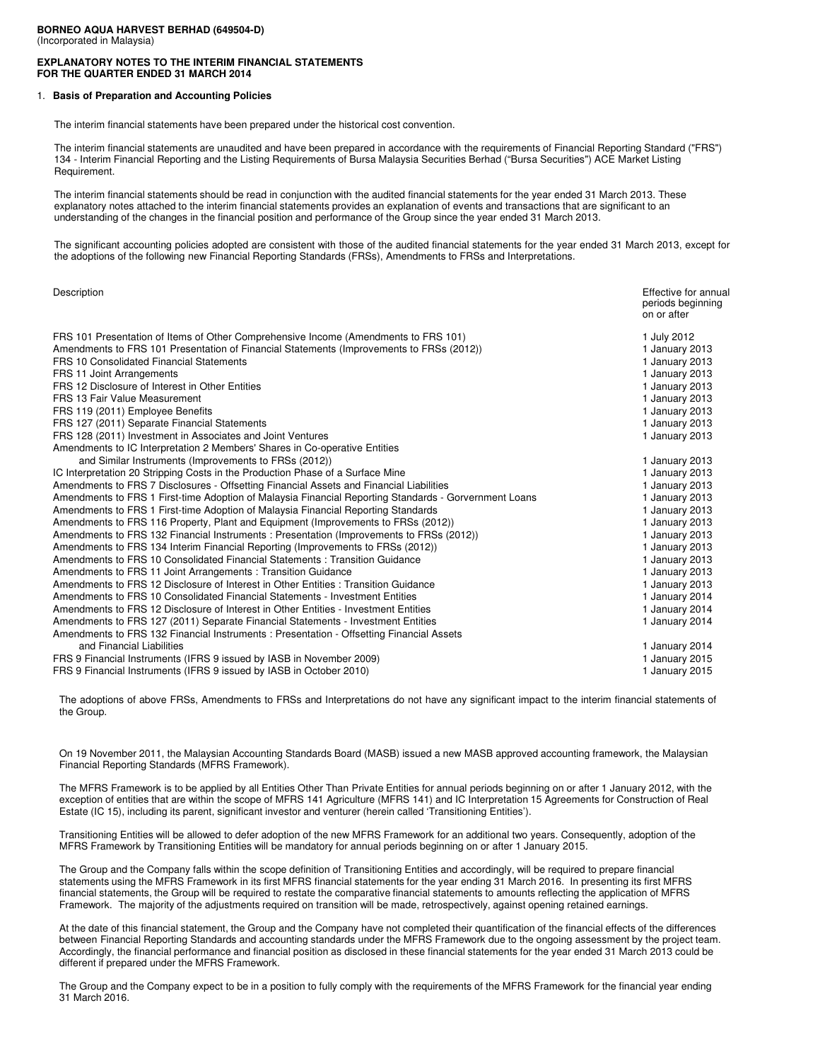**BORNEO AQUA HARVEST BERHAD (649504-D)**
(Incorporated in Malaysia)

**EXPLANATORY NOTES TO THE INTERIM FINANCIAL STATEMENTS FOR THE QUARTER ENDED 31 MARCH 2014**

1. **Basis of Preparation and Accounting Policies**

The interim financial statements have been prepared under the historical cost convention.

The interim financial statements are unaudited and have been prepared in accordance with the requirements of Financial Reporting Standard ("FRS") 134 - Interim Financial Reporting and the Listing Requirements of Bursa Malaysia Securities Berhad ("Bursa Securities") ACE Market Listing Requirement.

The interim financial statements should be read in conjunction with the audited financial statements for the year ended 31 March 2013. These explanatory notes attached to the interim financial statements provides an explanation of events and transactions that are significant to an understanding of the changes in the financial position and performance of the Group since the year ended 31 March 2013.

The significant accounting policies adopted are consistent with those of the audited financial statements for the year ended 31 March 2013, except for the adoptions of the following new Financial Reporting Standards (FRSs), Amendments to FRSs and Interpretations.

| Description | Effective for annual periods beginning on or after |
|---|---|
| FRS 101 Presentation of Items of Other Comprehensive Income (Amendments to FRS 101) | 1 July 2012 |
| Amendments to FRS 101 Presentation of Financial Statements (Improvements to FRSs (2012)) | 1 January 2013 |
| FRS 10 Consolidated Financial Statements | 1 January 2013 |
| FRS 11 Joint Arrangements | 1 January 2013 |
| FRS 12 Disclosure of Interest in Other Entities | 1 January 2013 |
| FRS 13 Fair Value Measurement | 1 January 2013 |
| FRS 119 (2011) Employee Benefits | 1 January 2013 |
| FRS 127 (2011) Separate Financial Statements | 1 January 2013 |
| FRS 128 (2011) Investment in Associates and Joint Ventures | 1 January 2013 |
| Amendments to IC Interpretation 2 Members' Shares in Co-operative Entities and Similar Instruments (Improvements to FRSs (2012)) | 1 January 2013 |
| IC Interpretation 20 Stripping Costs in the Production Phase of a Surface Mine | 1 January 2013 |
| Amendments to FRS 7 Disclosures - Offsetting Financial Assets and Financial Liabilities | 1 January 2013 |
| Amendments to FRS 1 First-time Adoption of Malaysia Financial Reporting Standards - Gorvernment Loans | 1 January 2013 |
| Amendments to FRS 1 First-time Adoption of Malaysia Financial Reporting Standards | 1 January 2013 |
| Amendments to FRS 116 Property, Plant and Equipment (Improvements to FRSs (2012)) | 1 January 2013 |
| Amendments to FRS 132 Financial Instruments : Presentation (Improvements to FRSs (2012)) | 1 January 2013 |
| Amendments to FRS 134 Interim Financial Reporting (Improvements to FRSs (2012)) | 1 January 2013 |
| Amendments to FRS 10 Consolidated Financial Statements : Transition Guidance | 1 January 2013 |
| Amendments to FRS 11 Joint Arrangements : Transition Guidance | 1 January 2013 |
| Amendments to FRS 12 Disclosure of Interest in Other Entities : Transition Guidance | 1 January 2013 |
| Amendments to FRS 10 Consolidated Financial Statements - Investment Entities | 1 January 2014 |
| Amendments to FRS 12 Disclosure of Interest in Other Entities - Investment Entities | 1 January 2014 |
| Amendments to FRS 127 (2011) Separate Financial Statements - Investment Entities | 1 January 2014 |
| Amendments to FRS 132 Financial Instruments : Presentation - Offsetting Financial Assets and Financial Liabilities | 1 January 2014 |
| FRS 9 Financial Instruments (IFRS 9 issued by IASB in November 2009) | 1 January 2015 |
| FRS 9 Financial Instruments (IFRS 9 issued by IASB in October 2010) | 1 January 2015 |

The adoptions of above FRSs, Amendments to FRSs and Interpretations do not have any significant impact to the interim financial statements of the Group.

On 19 November 2011, the Malaysian Accounting Standards Board (MASB) issued a new MASB approved accounting framework, the Malaysian Financial Reporting Standards (MFRS Framework).

The MFRS Framework is to be applied by all Entities Other Than Private Entities for annual periods beginning on or after 1 January 2012, with the exception of entities that are within the scope of MFRS 141 Agriculture (MFRS 141) and IC Interpretation 15 Agreements for Construction of Real Estate (IC 15), including its parent, significant investor and venturer (herein called 'Transitioning Entities').

Transitioning Entities will be allowed to defer adoption of the new MFRS Framework for an additional two years. Consequently, adoption of the MFRS Framework by Transitioning Entities will be mandatory for annual periods beginning on or after 1 January 2015.

The Group and the Company falls within the scope definition of Transitioning Entities and accordingly, will be required to prepare financial statements using the MFRS Framework in its first MFRS financial statements for the year ending 31 March 2016. In presenting its first MFRS financial statements, the Group will be required to restate the comparative financial statements to amounts reflecting the application of MFRS Framework. The majority of the adjustments required on transition will be made, retrospectively, against opening retained earnings.

At the date of this financial statement, the Group and the Company have not completed their quantification of the financial effects of the differences between Financial Reporting Standards and accounting standards under the MFRS Framework due to the ongoing assessment by the project team. Accordingly, the financial performance and financial position as disclosed in these financial statements for the year ended 31 March 2013 could be different if prepared under the MFRS Framework.

The Group and the Company expect to be in a position to fully comply with the requirements of the MFRS Framework for the financial year ending 31 March 2016.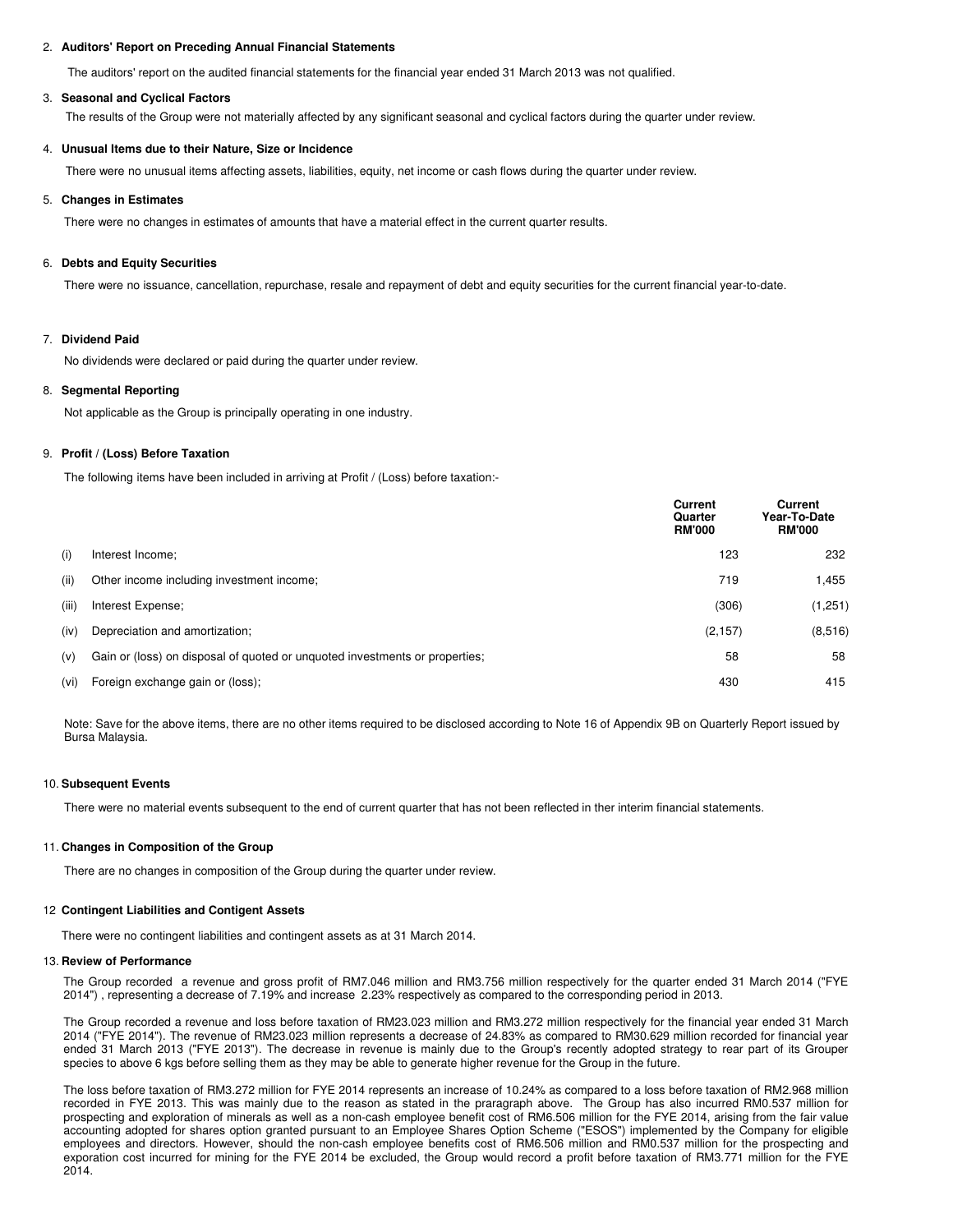## 2. Auditors' Report on Preceding Annual Financial Statements

The auditors' report on the audited financial statements for the financial year ended 31 March 2013 was not qualified.

## 3. Seasonal and Cyclical Factors

The results of the Group were not materially affected by any significant seasonal and cyclical factors during the quarter under review.

## 4. Unusual Items due to their Nature, Size or Incidence

There were no unusual items affecting assets, liabilities, equity, net income or cash flows during the quarter under review.

## 5. Changes in Estimates

There were no changes in estimates of amounts that have a material effect in the current quarter results.

## 6. Debts and Equity Securities

There were no issuance, cancellation, repurchase, resale and repayment of debt and equity securities for the current financial year-to-date.

## 7. Dividend Paid

No dividends were declared or paid during the quarter under review.

## 8. Segmental Reporting

Not applicable as the Group is principally operating in one industry.

## 9. Profit / (Loss) Before Taxation

The following items have been included in arriving at Profit / (Loss) before taxation:-

| | | Current Quarter RM'000 | Current Year-To-Date RM'000 |
|---|---|---|---|
| (i) | Interest Income; | 123 | 232 |
| (ii) | Other income including investment income; | 719 | 1,455 |
| (iii) | Interest Expense; | (306) | (1,251) |
| (iv) | Depreciation and amortization; | (2,157) | (8,516) |
| (v) | Gain or (loss) on disposal of quoted or unquoted investments or properties; | 58 | 58 |
| (vi) | Foreign exchange gain or (loss); | 430 | 415 |

Note: Save for the above items, there are no other items required to be disclosed according to Note 16 of Appendix 9B on Quarterly Report issued by Bursa Malaysia.

## 10. Subsequent Events

There were no material events subsequent to the end of current quarter that has not been reflected in ther interim financial statements.

## 11. Changes in Composition of the Group

There are no changes in composition of the Group during the quarter under review.

## 12 Contingent Liabilities and Contigent Assets

There were no contingent liabilities and contingent assets as at 31 March 2014.

## 13. Review of Performance

The Group recorded a revenue and gross profit of RM7.046 million and RM3.756 million respectively for the quarter ended 31 March 2014 ("FYE 2014") , representing a decrease of 7.19% and increase 2.23% respectively as compared to the corresponding period in 2013.

The Group recorded a revenue and loss before taxation of RM23.023 million and RM3.272 million respectively for the financial year ended 31 March 2014 ("FYE 2014"). The revenue of RM23.023 million represents a decrease of 24.83% as compared to RM30.629 million recorded for financial year ended 31 March 2013 ("FYE 2013"). The decrease in revenue is mainly due to the Group's recently adopted strategy to rear part of its Grouper species to above 6 kgs before selling them as they may be able to generate higher revenue for the Group in the future.

The loss before taxation of RM3.272 million for FYE 2014 represents an increase of 10.24% as compared to a loss before taxation of RM2.968 million recorded in FYE 2013. This was mainly due to the reason as stated in the praragraph above. The Group has also incurred RM0.537 million for prospecting and exploration of minerals as well as a non-cash employee benefit cost of RM6.506 million for the FYE 2014, arising from the fair value accounting adopted for shares option granted pursuant to an Employee Shares Option Scheme ("ESOS") implemented by the Company for eligible employees and directors. However, should the non-cash employee benefits cost of RM6.506 million and RM0.537 million for the prospecting and exporation cost incurred for mining for the FYE 2014 be excluded, the Group would record a profit before taxation of RM3.771 million for the FYE 2014.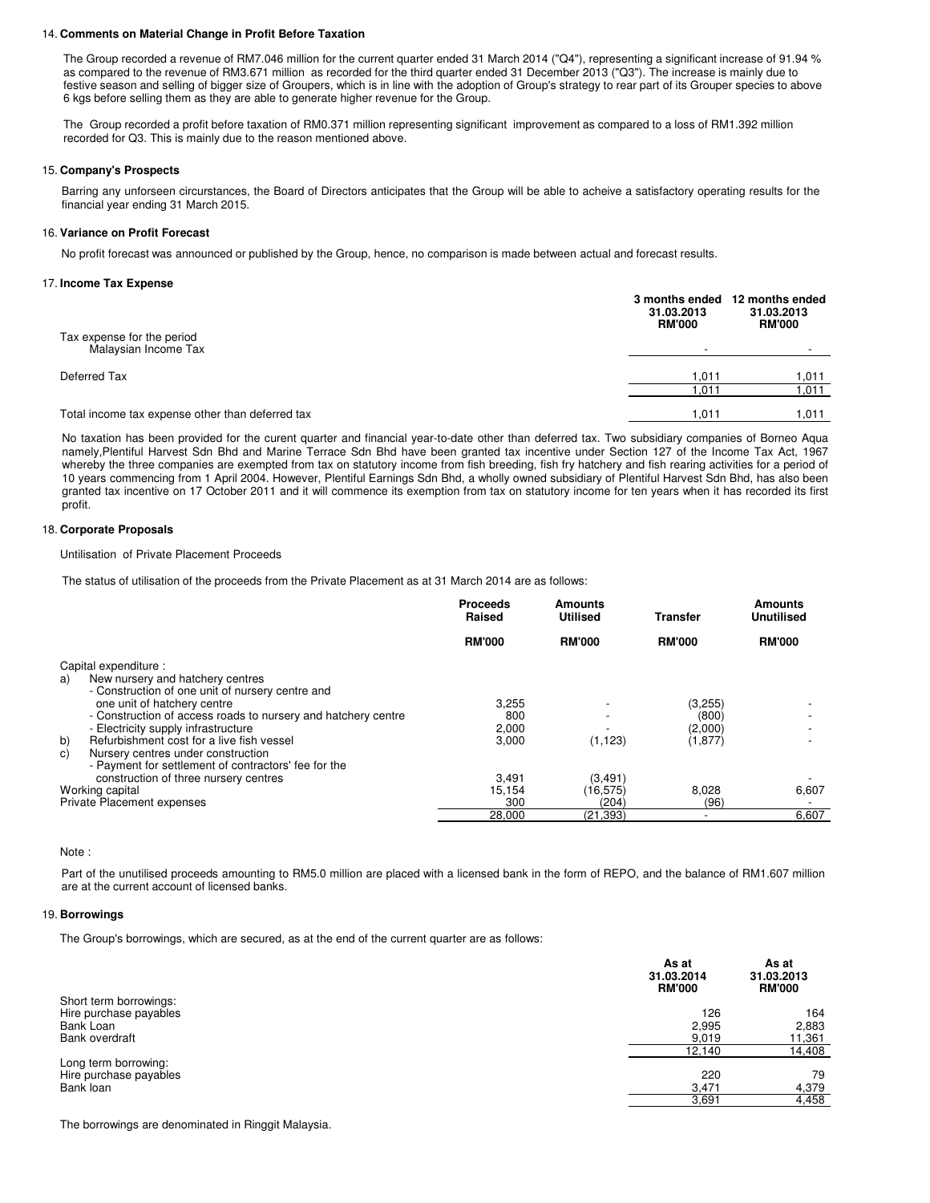### 14. Comments on Material Change in Profit Before Taxation

The Group recorded a revenue of RM7.046 million for the current quarter ended 31 March 2014 ("Q4"), representing a significant increase of 91.94 % as compared to the revenue of RM3.671 million as recorded for the third quarter ended 31 December 2013 ("Q3"). The increase is mainly due to festive season and selling of bigger size of Groupers, which is in line with the adoption of Group's strategy to rear part of its Grouper species to above 6 kgs before selling them as they are able to generate higher revenue for the Group.

The Group recorded a profit before taxation of RM0.371 million representing significant improvement as compared to a loss of RM1.392 million recorded for Q3. This is mainly due to the reason mentioned above.

### 15. Company's Prospects

Barring any unforseen circurstances, the Board of Directors anticipates that the Group will be able to acheive a satisfactory operating results for the financial year ending 31 March 2015.

### 16. Variance on Profit Forecast

No profit forecast was announced or published by the Group, hence, no comparison is made between actual and forecast results.

### 17. Income Tax Expense

| | 3 months ended 31.03.2013 RM'000 | 12 months ended 31.03.2013 RM'000 |
|---|---|---|
| Tax expense for the period | | |
| Malaysian Income Tax | - | - |
| Deferred Tax | 1,011 | 1,011 |
| | 1,011 | 1,011 |
| Total income tax expense other than deferred tax | 1,011 | 1,011 |

No taxation has been provided for the curent quarter and financial year-to-date other than deferred tax. Two subsidiary companies of Borneo Aqua namely,Plentiful Harvest Sdn Bhd and Marine Terrace Sdn Bhd have been granted tax incentive under Section 127 of the Income Tax Act, 1967 whereby the three companies are exempted from tax on statutory income from fish breeding, fish fry hatchery and fish rearing activities for a period of 10 years commencing from 1 April 2004. However, Plentiful Earnings Sdn Bhd, a wholly owned subsidiary of Plentiful Harvest Sdn Bhd, has also been granted tax incentive on 17 October 2011 and it will commence its exemption from tax on statutory income for ten years when it has recorded its first profit.

### 18. Corporate Proposals

Untilisation of Private Placement Proceeds

The status of utilisation of the proceeds from the Private Placement as at 31 March 2014 are as follows:

| | Proceeds Raised RM'000 | Amounts Utilised RM'000 | Transfer RM'000 | Amounts Unutilised RM'000 |
|---|---|---|---|---|
| Capital expenditure : | | | | |
| a) New nursery and hatchery centres | | | | |
| - Construction of one unit of nursery centre and one unit of hatchery centre | 3,255 | - | (3,255) | - |
| - Construction of access roads to nursery and hatchery centre | 800 | - | (800) | - |
| - Electricity supply infrastructure | 2,000 | - | (2,000) | - |
| b) Refurbishment cost for a live fish vessel | 3,000 | (1,123) | (1,877) | - |
| c) Nursery centres under construction | | | | |
| - Payment for settlement of contractors' fee for the construction of three nursery centres | 3,491 | (3,491) | | - |
| Working capital | 15,154 | (16,575) | 8,028 | 6,607 |
| Private Placement expenses | 300 | (204) | (96) | - |
| | 28,000 | (21,393) | - | 6,607 |

Note :

Part of the unutilised proceeds amounting to RM5.0 million are placed with a licensed bank in the form of REPO, and the balance of RM1.607 million are at the current account of licensed banks.

### 19. Borrowings

The Group's borrowings, which are secured, as at the end of the current quarter are as follows:

| | As at 31.03.2014 RM'000 | As at 31.03.2013 RM'000 |
|---|---|---|
| Short term borrowings: | | |
| Hire purchase payables | 126 | 164 |
| Bank Loan | 2,995 | 2,883 |
| Bank overdraft | 9,019 | 11,361 |
| | 12,140 | 14,408 |
| Long term borrowing: | | |
| Hire purchase payables | 220 | 79 |
| Bank loan | 3,471 | 4,379 |
| | 3,691 | 4,458 |

The borrowings are denominated in Ringgit Malaysia.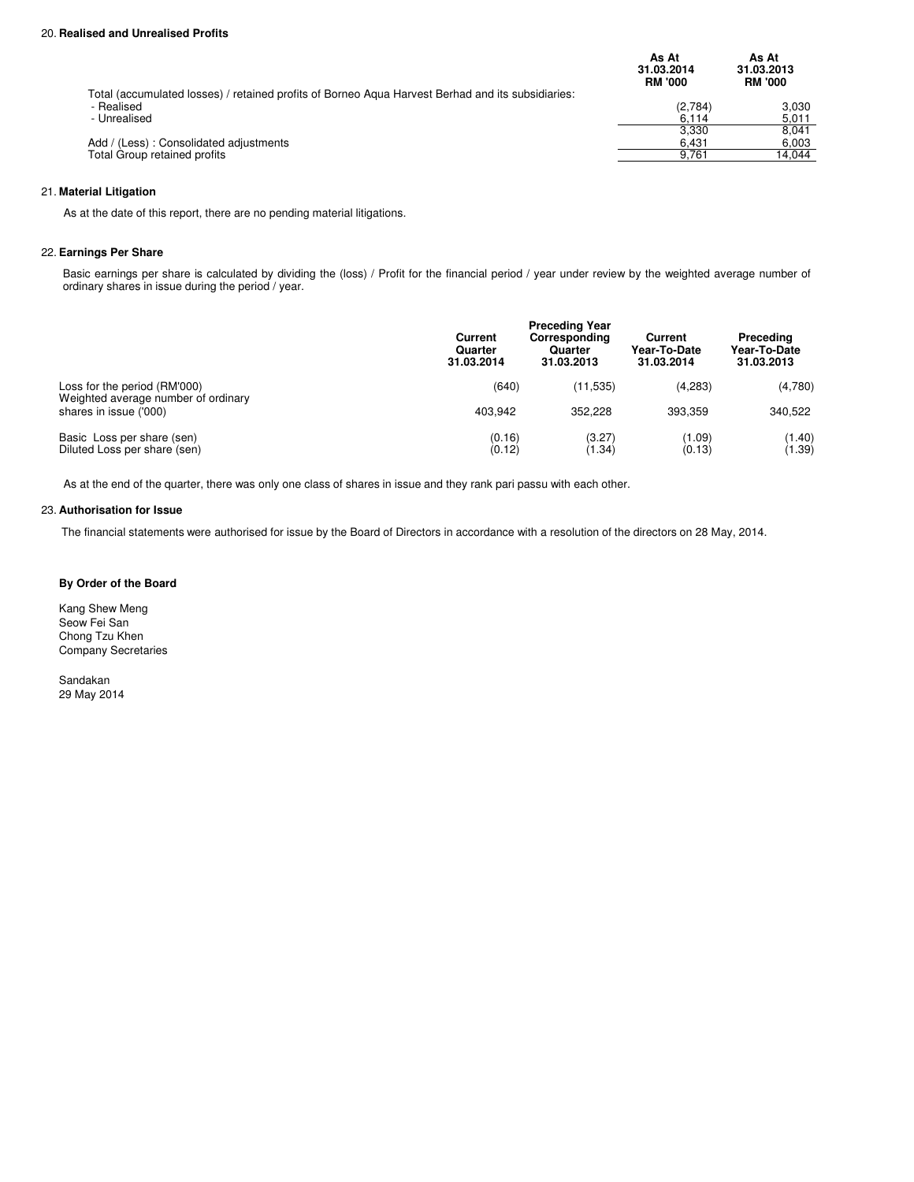## 20. Realised and Unrealised Profits

| | As At 31.03.2014 RM '000 | As At 31.03.2013 RM '000 |
|---|---|---|
| Total (accumulated losses) / retained profits of Borneo Aqua Harvest Berhad and its subsidiaries: | | |
| - Realised | (2,784) | 3,030 |
| - Unrealised | 6,114 | 5,011 |
| | 3,330 | 8,041 |
| Add / (Less) : Consolidated adjustments | 6,431 | 6,003 |
| Total Group retained profits | 9,761 | 14,044 |

## 21. Material Litigation

As at the date of this report, there are no pending material litigations.

## 22. Earnings Per Share

Basic earnings per share is calculated by dividing the (loss) / Profit for the financial period / year under review by the weighted average number of ordinary shares in issue during the period / year.

| | Current Quarter 31.03.2014 | Preceding Year Corresponding Quarter 31.03.2013 | Current Year-To-Date 31.03.2014 | Preceding Year-To-Date 31.03.2013 |
|---|---|---|---|---|
| Loss for the period (RM'000) | (640) | (11,535) | (4,283) | (4,780) |
| Weighted average number of ordinary shares in issue ('000) | 403,942 | 352,228 | 393,359 | 340,522 |
| Basic Loss per share (sen) | (0.16) | (3.27) | (1.09) | (1.40) |
| Diluted Loss per share (sen) | (0.12) | (1.34) | (0.13) | (1.39) |

As at the end of the quarter, there was only one class of shares in issue and they rank pari passu with each other.

## 23. Authorisation for Issue

The financial statements were authorised for issue by the Board of Directors in accordance with a resolution of the directors on 28 May, 2014.

**By Order of the Board**

Kang Shew Meng
Seow Fei San
Chong Tzu Khen
Company Secretaries

Sandakan
29 May 2014